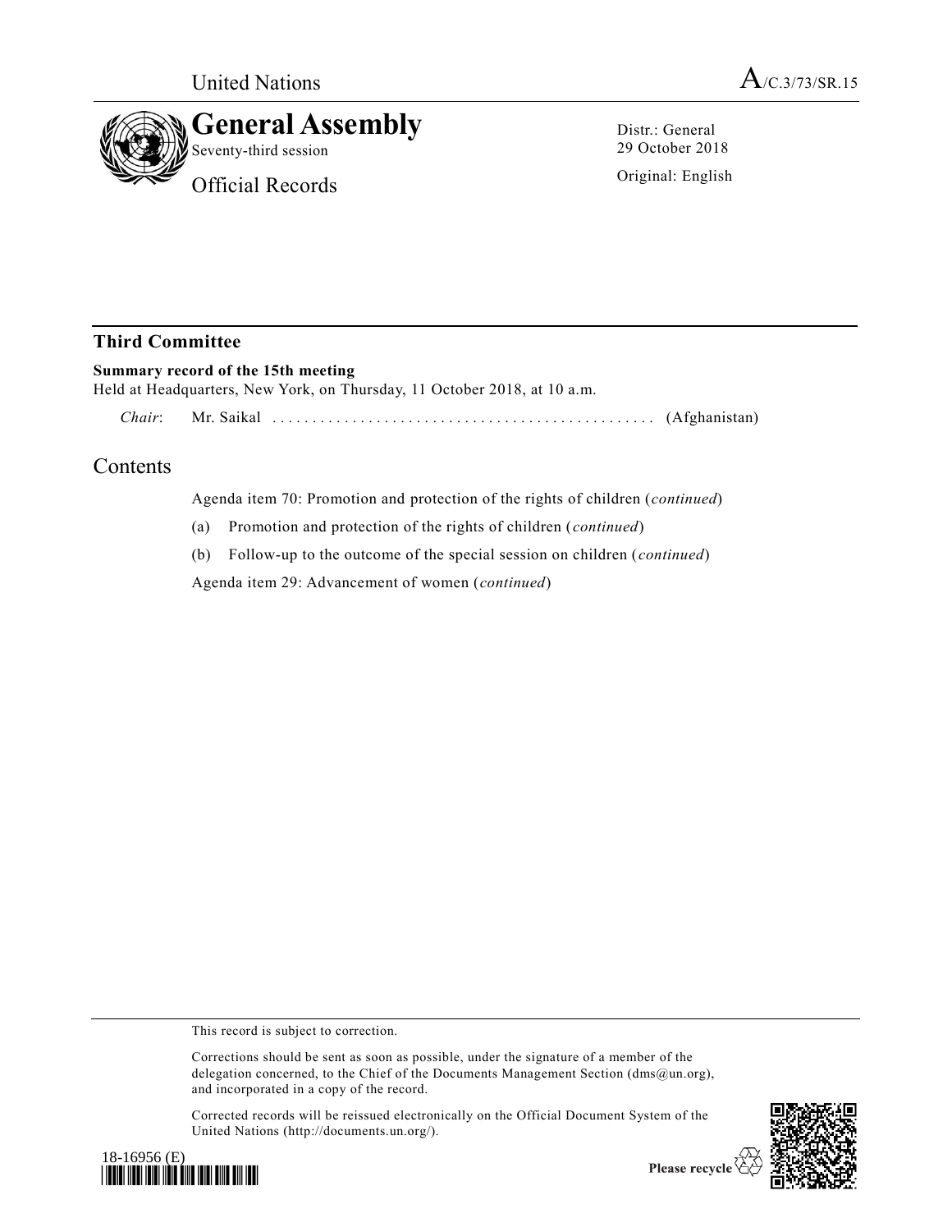United Nations A/C.3/73/SR.15

# General Assembly

Seventy-third session

Official Records

Distr.: General
29 October 2018

Original: English

## Third Committee

**Summary record of the 15th meeting**

Held at Headquarters, New York, on Thursday, 11 October 2018, at 10 a.m.

*Chair*: Mr. Saikal ................................................ (Afghanistan)

## Contents

Agenda item 70: Promotion and protection of the rights of children (*continued*)

(a) Promotion and protection of the rights of children (*continued*)

(b) Follow-up to the outcome of the special session on children (*continued*)

Agenda item 29: Advancement of women (*continued*)

This record is subject to correction.

Corrections should be sent as soon as possible, under the signature of a member of the delegation concerned, to the Chief of the Documents Management Section (dms@un.org), and incorporated in a copy of the record.

Corrected records will be reissued electronically on the Official Document System of the United Nations (http://documents.un.org/).

18-16956 (E)

Please recycle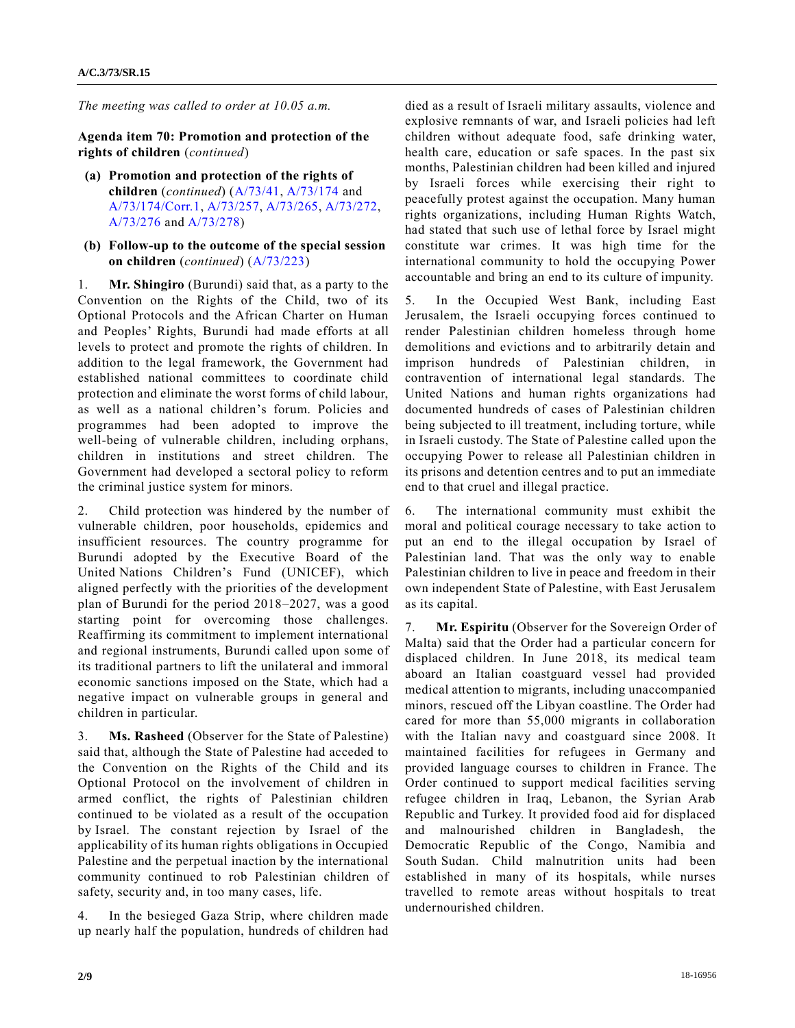*The meeting was called to order at 10.05 a.m.*

**Agenda item 70: Promotion and protection of the rights of children** (*continued*)

**(a) Promotion and protection of the rights of children** (*continued*) (A/73/41, A/73/174 and A/73/174/Corr.1, A/73/257, A/73/265, A/73/272, A/73/276 and A/73/278)

**(b) Follow-up to the outcome of the special session on children** (*continued*) (A/73/223)

1. **Mr. Shingiro** (Burundi) said that, as a party to the Convention on the Rights of the Child, two of its Optional Protocols and the African Charter on Human and Peoples' Rights, Burundi had made efforts at all levels to protect and promote the rights of children. In addition to the legal framework, the Government had established national committees to coordinate child protection and eliminate the worst forms of child labour, as well as a national children's forum. Policies and programmes had been adopted to improve the well-being of vulnerable children, including orphans, children in institutions and street children. The Government had developed a sectoral policy to reform the criminal justice system for minors.

2. Child protection was hindered by the number of vulnerable children, poor households, epidemics and insufficient resources. The country programme for Burundi adopted by the Executive Board of the United Nations Children's Fund (UNICEF), which aligned perfectly with the priorities of the development plan of Burundi for the period 2018–2027, was a good starting point for overcoming those challenges. Reaffirming its commitment to implement international and regional instruments, Burundi called upon some of its traditional partners to lift the unilateral and immoral economic sanctions imposed on the State, which had a negative impact on vulnerable groups in general and children in particular.

3. **Ms. Rasheed** (Observer for the State of Palestine) said that, although the State of Palestine had acceded to the Convention on the Rights of the Child and its Optional Protocol on the involvement of children in armed conflict, the rights of Palestinian children continued to be violated as a result of the occupation by Israel. The constant rejection by Israel of the applicability of its human rights obligations in Occupied Palestine and the perpetual inaction by the international community continued to rob Palestinian children of safety, security and, in too many cases, life.

4. In the besieged Gaza Strip, where children made up nearly half the population, hundreds of children had died as a result of Israeli military assaults, violence and explosive remnants of war, and Israeli policies had left children without adequate food, safe drinking water, health care, education or safe spaces. In the past six months, Palestinian children had been killed and injured by Israeli forces while exercising their right to peacefully protest against the occupation. Many human rights organizations, including Human Rights Watch, had stated that such use of lethal force by Israel might constitute war crimes. It was high time for the international community to hold the occupying Power accountable and bring an end to its culture of impunity.

5. In the Occupied West Bank, including East Jerusalem, the Israeli occupying forces continued to render Palestinian children homeless through home demolitions and evictions and to arbitrarily detain and imprison hundreds of Palestinian children, in contravention of international legal standards. The United Nations and human rights organizations had documented hundreds of cases of Palestinian children being subjected to ill treatment, including torture, while in Israeli custody. The State of Palestine called upon the occupying Power to release all Palestinian children in its prisons and detention centres and to put an immediate end to that cruel and illegal practice.

6. The international community must exhibit the moral and political courage necessary to take action to put an end to the illegal occupation by Israel of Palestinian land. That was the only way to enable Palestinian children to live in peace and freedom in their own independent State of Palestine, with East Jerusalem as its capital.

7. **Mr. Espiritu** (Observer for the Sovereign Order of Malta) said that the Order had a particular concern for displaced children. In June 2018, its medical team aboard an Italian coastguard vessel had provided medical attention to migrants, including unaccompanied minors, rescued off the Libyan coastline. The Order had cared for more than 55,000 migrants in collaboration with the Italian navy and coastguard since 2008. It maintained facilities for refugees in Germany and provided language courses to children in France. The Order continued to support medical facilities serving refugee children in Iraq, Lebanon, the Syrian Arab Republic and Turkey. It provided food aid for displaced and malnourished children in Bangladesh, the Democratic Republic of the Congo, Namibia and South Sudan. Child malnutrition units had been established in many of its hospitals, while nurses travelled to remote areas without hospitals to treat undernourished children.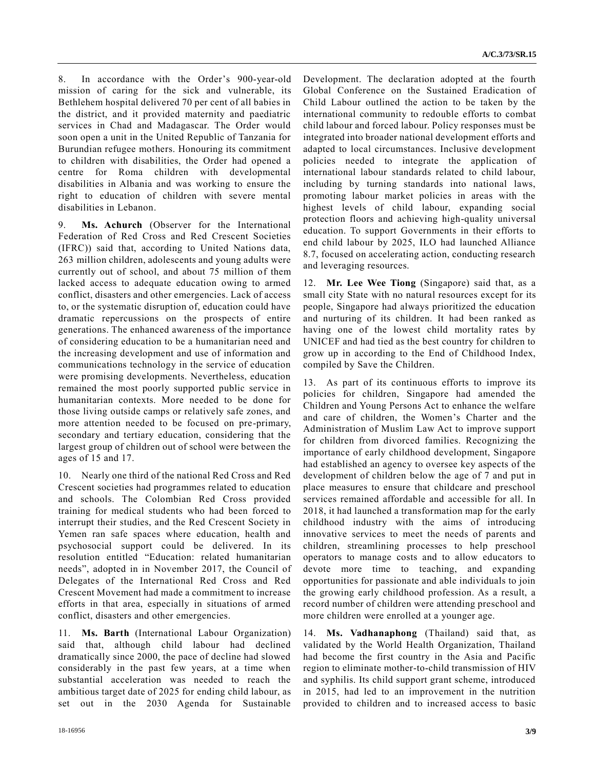8. In accordance with the Order's 900-year-old mission of caring for the sick and vulnerable, its Bethlehem hospital delivered 70 per cent of all babies in the district, and it provided maternity and paediatric services in Chad and Madagascar. The Order would soon open a unit in the United Republic of Tanzania for Burundian refugee mothers. Honouring its commitment to children with disabilities, the Order had opened a centre for Roma children with developmental disabilities in Albania and was working to ensure the right to education of children with severe mental disabilities in Lebanon.

9. **Ms. Achurch** (Observer for the International Federation of Red Cross and Red Crescent Societies (IFRC)) said that, according to United Nations data, 263 million children, adolescents and young adults were currently out of school, and about 75 million of them lacked access to adequate education owing to armed conflict, disasters and other emergencies. Lack of access to, or the systematic disruption of, education could have dramatic repercussions on the prospects of entire generations. The enhanced awareness of the importance of considering education to be a humanitarian need and the increasing development and use of information and communications technology in the service of education were promising developments. Nevertheless, education remained the most poorly supported public service in humanitarian contexts. More needed to be done for those living outside camps or relatively safe zones, and more attention needed to be focused on pre-primary, secondary and tertiary education, considering that the largest group of children out of school were between the ages of 15 and 17.

10. Nearly one third of the national Red Cross and Red Crescent societies had programmes related to education and schools. The Colombian Red Cross provided training for medical students who had been forced to interrupt their studies, and the Red Crescent Society in Yemen ran safe spaces where education, health and psychosocial support could be delivered. In its resolution entitled "Education: related humanitarian needs", adopted in in November 2017, the Council of Delegates of the International Red Cross and Red Crescent Movement had made a commitment to increase efforts in that area, especially in situations of armed conflict, disasters and other emergencies.

11. **Ms. Barth** (International Labour Organization) said that, although child labour had declined dramatically since 2000, the pace of decline had slowed considerably in the past few years, at a time when substantial acceleration was needed to reach the ambitious target date of 2025 for ending child labour, as set out in the 2030 Agenda for Sustainable Development. The declaration adopted at the fourth Global Conference on the Sustained Eradication of Child Labour outlined the action to be taken by the international community to redouble efforts to combat child labour and forced labour. Policy responses must be integrated into broader national development efforts and adapted to local circumstances. Inclusive development policies needed to integrate the application of international labour standards related to child labour, including by turning standards into national laws, promoting labour market policies in areas with the highest levels of child labour, expanding social protection floors and achieving high-quality universal education. To support Governments in their efforts to end child labour by 2025, ILO had launched Alliance 8.7, focused on accelerating action, conducting research and leveraging resources.

12. **Mr. Lee Wee Tiong** (Singapore) said that, as a small city State with no natural resources except for its people, Singapore had always prioritized the education and nurturing of its children. It had been ranked as having one of the lowest child mortality rates by UNICEF and had tied as the best country for children to grow up in according to the End of Childhood Index, compiled by Save the Children.

13. As part of its continuous efforts to improve its policies for children, Singapore had amended the Children and Young Persons Act to enhance the welfare and care of children, the Women's Charter and the Administration of Muslim Law Act to improve support for children from divorced families. Recognizing the importance of early childhood development, Singapore had established an agency to oversee key aspects of the development of children below the age of 7 and put in place measures to ensure that childcare and preschool services remained affordable and accessible for all. In 2018, it had launched a transformation map for the early childhood industry with the aims of introducing innovative services to meet the needs of parents and children, streamlining processes to help preschool operators to manage costs and to allow educators to devote more time to teaching, and expanding opportunities for passionate and able individuals to join the growing early childhood profession. As a result, a record number of children were attending preschool and more children were enrolled at a younger age.

14. **Ms. Vadhanaphong** (Thailand) said that, as validated by the World Health Organization, Thailand had become the first country in the Asia and Pacific region to eliminate mother-to-child transmission of HIV and syphilis. Its child support grant scheme, introduced in 2015, had led to an improvement in the nutrition provided to children and to increased access to basic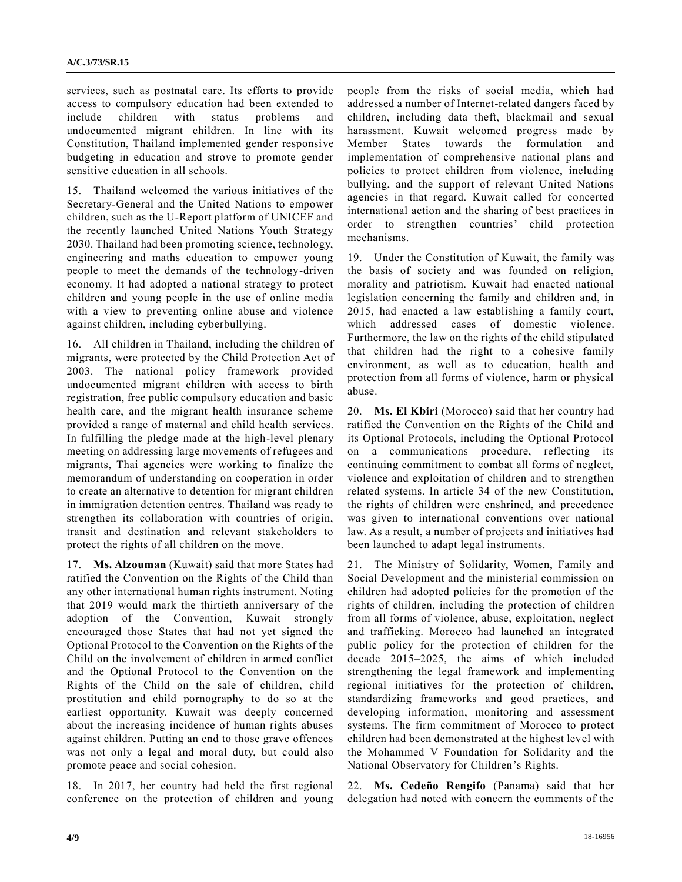services, such as postnatal care. Its efforts to provide access to compulsory education had been extended to include children with status problems and undocumented migrant children. In line with its Constitution, Thailand implemented gender responsive budgeting in education and strove to promote gender sensitive education in all schools.

15. Thailand welcomed the various initiatives of the Secretary-General and the United Nations to empower children, such as the U-Report platform of UNICEF and the recently launched United Nations Youth Strategy 2030. Thailand had been promoting science, technology, engineering and maths education to empower young people to meet the demands of the technology-driven economy. It had adopted a national strategy to protect children and young people in the use of online media with a view to preventing online abuse and violence against children, including cyberbullying.

16. All children in Thailand, including the children of migrants, were protected by the Child Protection Act of 2003. The national policy framework provided undocumented migrant children with access to birth registration, free public compulsory education and basic health care, and the migrant health insurance scheme provided a range of maternal and child health services. In fulfilling the pledge made at the high-level plenary meeting on addressing large movements of refugees and migrants, Thai agencies were working to finalize the memorandum of understanding on cooperation in order to create an alternative to detention for migrant children in immigration detention centres. Thailand was ready to strengthen its collaboration with countries of origin, transit and destination and relevant stakeholders to protect the rights of all children on the move.

17. **Ms. Alzouman** (Kuwait) said that more States had ratified the Convention on the Rights of the Child than any other international human rights instrument. Noting that 2019 would mark the thirtieth anniversary of the adoption of the Convention, Kuwait strongly encouraged those States that had not yet signed the Optional Protocol to the Convention on the Rights of the Child on the involvement of children in armed conflict and the Optional Protocol to the Convention on the Rights of the Child on the sale of children, child prostitution and child pornography to do so at the earliest opportunity. Kuwait was deeply concerned about the increasing incidence of human rights abuses against children. Putting an end to those grave offences was not only a legal and moral duty, but could also promote peace and social cohesion.

18. In 2017, her country had held the first regional conference on the protection of children and young people from the risks of social media, which had addressed a number of Internet-related dangers faced by children, including data theft, blackmail and sexual harassment. Kuwait welcomed progress made by Member States towards the formulation and implementation of comprehensive national plans and policies to protect children from violence, including bullying, and the support of relevant United Nations agencies in that regard. Kuwait called for concerted international action and the sharing of best practices in order to strengthen countries' child protection mechanisms.

19. Under the Constitution of Kuwait, the family was the basis of society and was founded on religion, morality and patriotism. Kuwait had enacted national legislation concerning the family and children and, in 2015, had enacted a law establishing a family court, which addressed cases of domestic violence. Furthermore, the law on the rights of the child stipulated that children had the right to a cohesive family environment, as well as to education, health and protection from all forms of violence, harm or physical abuse.

20. **Ms. El Kbiri** (Morocco) said that her country had ratified the Convention on the Rights of the Child and its Optional Protocols, including the Optional Protocol on a communications procedure, reflecting its continuing commitment to combat all forms of neglect, violence and exploitation of children and to strengthen related systems. In article 34 of the new Constitution, the rights of children were enshrined, and precedence was given to international conventions over national law. As a result, a number of projects and initiatives had been launched to adapt legal instruments.

21. The Ministry of Solidarity, Women, Family and Social Development and the ministerial commission on children had adopted policies for the promotion of the rights of children, including the protection of children from all forms of violence, abuse, exploitation, neglect and trafficking. Morocco had launched an integrated public policy for the protection of children for the decade 2015–2025, the aims of which included strengthening the legal framework and implementing regional initiatives for the protection of children, standardizing frameworks and good practices, and developing information, monitoring and assessment systems. The firm commitment of Morocco to protect children had been demonstrated at the highest level with the Mohammed V Foundation for Solidarity and the National Observatory for Children's Rights.

22. **Ms. Cedeño Rengifo** (Panama) said that her delegation had noted with concern the comments of the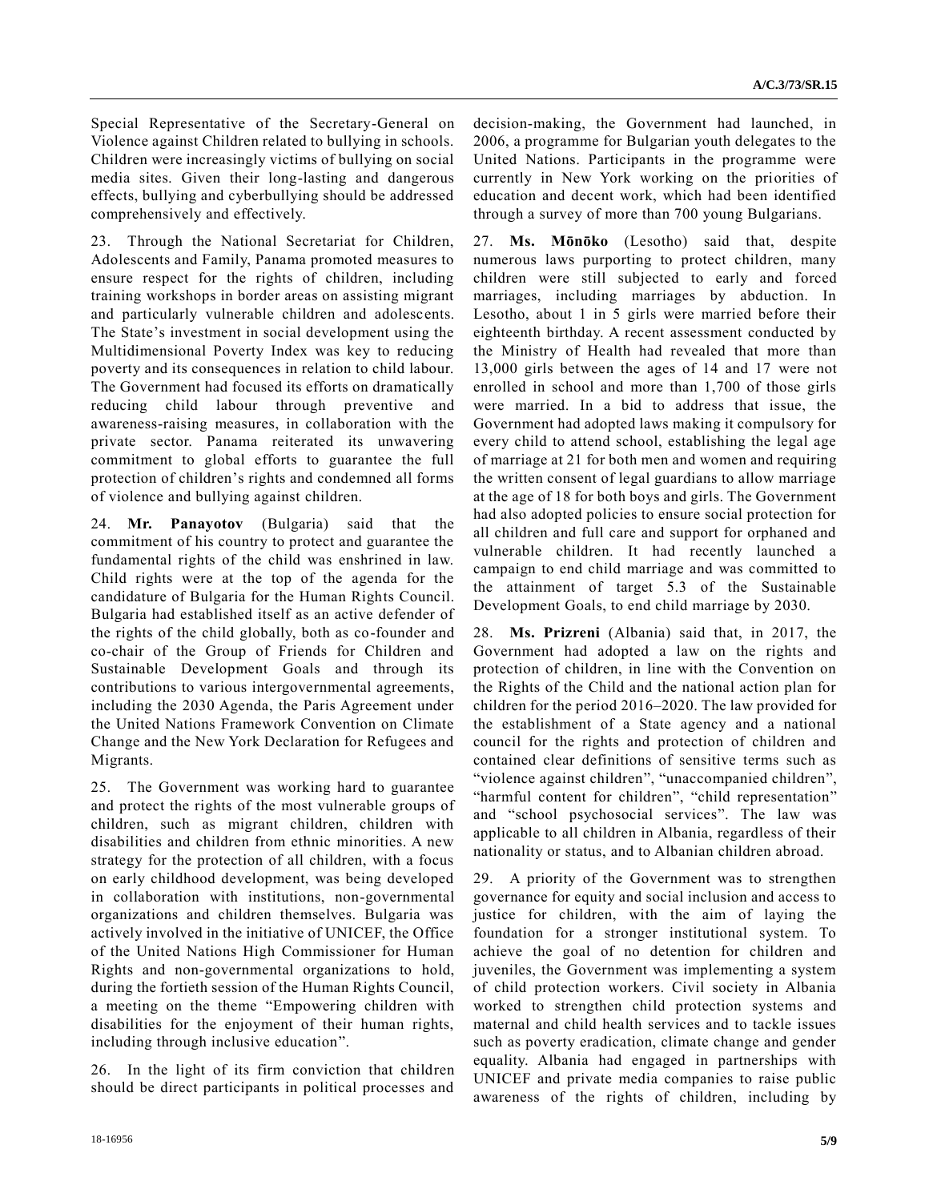Special Representative of the Secretary-General on Violence against Children related to bullying in schools. Children were increasingly victims of bullying on social media sites. Given their long-lasting and dangerous effects, bullying and cyberbullying should be addressed comprehensively and effectively.

23. Through the National Secretariat for Children, Adolescents and Family, Panama promoted measures to ensure respect for the rights of children, including training workshops in border areas on assisting migrant and particularly vulnerable children and adolescents. The State's investment in social development using the Multidimensional Poverty Index was key to reducing poverty and its consequences in relation to child labour. The Government had focused its efforts on dramatically reducing child labour through preventive and awareness-raising measures, in collaboration with the private sector. Panama reiterated its unwavering commitment to global efforts to guarantee the full protection of children's rights and condemned all forms of violence and bullying against children.

24. **Mr. Panayotov** (Bulgaria) said that the commitment of his country to protect and guarantee the fundamental rights of the child was enshrined in law. Child rights were at the top of the agenda for the candidature of Bulgaria for the Human Rights Council. Bulgaria had established itself as an active defender of the rights of the child globally, both as co-founder and co-chair of the Group of Friends for Children and Sustainable Development Goals and through its contributions to various intergovernmental agreements, including the 2030 Agenda, the Paris Agreement under the United Nations Framework Convention on Climate Change and the New York Declaration for Refugees and Migrants.

25. The Government was working hard to guarantee and protect the rights of the most vulnerable groups of children, such as migrant children, children with disabilities and children from ethnic minorities. A new strategy for the protection of all children, with a focus on early childhood development, was being developed in collaboration with institutions, non-governmental organizations and children themselves. Bulgaria was actively involved in the initiative of UNICEF, the Office of the United Nations High Commissioner for Human Rights and non-governmental organizations to hold, during the fortieth session of the Human Rights Council, a meeting on the theme "Empowering children with disabilities for the enjoyment of their human rights, including through inclusive education".

26. In the light of its firm conviction that children should be direct participants in political processes and decision-making, the Government had launched, in 2006, a programme for Bulgarian youth delegates to the United Nations. Participants in the programme were currently in New York working on the priorities of education and decent work, which had been identified through a survey of more than 700 young Bulgarians.

27. **Ms. Mōnōko** (Lesotho) said that, despite numerous laws purporting to protect children, many children were still subjected to early and forced marriages, including marriages by abduction. In Lesotho, about 1 in 5 girls were married before their eighteenth birthday. A recent assessment conducted by the Ministry of Health had revealed that more than 13,000 girls between the ages of 14 and 17 were not enrolled in school and more than 1,700 of those girls were married. In a bid to address that issue, the Government had adopted laws making it compulsory for every child to attend school, establishing the legal age of marriage at 21 for both men and women and requiring the written consent of legal guardians to allow marriage at the age of 18 for both boys and girls. The Government had also adopted policies to ensure social protection for all children and full care and support for orphaned and vulnerable children. It had recently launched a campaign to end child marriage and was committed to the attainment of target 5.3 of the Sustainable Development Goals, to end child marriage by 2030.

28. **Ms. Prizreni** (Albania) said that, in 2017, the Government had adopted a law on the rights and protection of children, in line with the Convention on the Rights of the Child and the national action plan for children for the period 2016–2020. The law provided for the establishment of a State agency and a national council for the rights and protection of children and contained clear definitions of sensitive terms such as "violence against children", "unaccompanied children", "harmful content for children", "child representation" and "school psychosocial services". The law was applicable to all children in Albania, regardless of their nationality or status, and to Albanian children abroad.

29. A priority of the Government was to strengthen governance for equity and social inclusion and access to justice for children, with the aim of laying the foundation for a stronger institutional system. To achieve the goal of no detention for children and juveniles, the Government was implementing a system of child protection workers. Civil society in Albania worked to strengthen child protection systems and maternal and child health services and to tackle issues such as poverty eradication, climate change and gender equality. Albania had engaged in partnerships with UNICEF and private media companies to raise public awareness of the rights of children, including by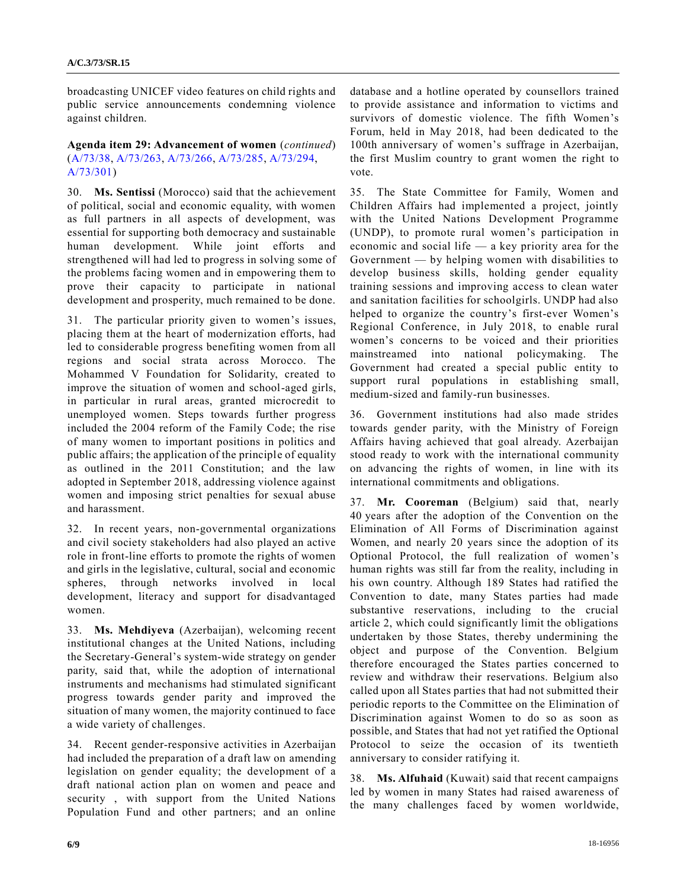broadcasting UNICEF video features on child rights and public service announcements condemning violence against children.

**Agenda item 29: Advancement of women** (*continued*) (A/73/38, A/73/263, A/73/266, A/73/285, A/73/294, A/73/301)

30. **Ms. Sentissi** (Morocco) said that the achievement of political, social and economic equality, with women as full partners in all aspects of development, was essential for supporting both democracy and sustainable human development. While joint efforts and strengthened will had led to progress in solving some of the problems facing women and in empowering them to prove their capacity to participate in national development and prosperity, much remained to be done.

31. The particular priority given to women's issues, placing them at the heart of modernization efforts, had led to considerable progress benefiting women from all regions and social strata across Morocco. The Mohammed V Foundation for Solidarity, created to improve the situation of women and school-aged girls, in particular in rural areas, granted microcredit to unemployed women. Steps towards further progress included the 2004 reform of the Family Code; the rise of many women to important positions in politics and public affairs; the application of the principle of equality as outlined in the 2011 Constitution; and the law adopted in September 2018, addressing violence against women and imposing strict penalties for sexual abuse and harassment.

32. In recent years, non-governmental organizations and civil society stakeholders had also played an active role in front-line efforts to promote the rights of women and girls in the legislative, cultural, social and economic spheres, through networks involved in local development, literacy and support for disadvantaged women.

33. **Ms. Mehdiyeva** (Azerbaijan), welcoming recent institutional changes at the United Nations, including the Secretary-General's system-wide strategy on gender parity, said that, while the adoption of international instruments and mechanisms had stimulated significant progress towards gender parity and improved the situation of many women, the majority continued to face a wide variety of challenges.

34. Recent gender-responsive activities in Azerbaijan had included the preparation of a draft law on amending legislation on gender equality; the development of a draft national action plan on women and peace and security , with support from the United Nations Population Fund and other partners; and an online database and a hotline operated by counsellors trained to provide assistance and information to victims and survivors of domestic violence. The fifth Women's Forum, held in May 2018, had been dedicated to the 100th anniversary of women's suffrage in Azerbaijan, the first Muslim country to grant women the right to vote.

35. The State Committee for Family, Women and Children Affairs had implemented a project, jointly with the United Nations Development Programme (UNDP), to promote rural women's participation in economic and social life — a key priority area for the Government — by helping women with disabilities to develop business skills, holding gender equality training sessions and improving access to clean water and sanitation facilities for schoolgirls. UNDP had also helped to organize the country's first-ever Women's Regional Conference, in July 2018, to enable rural women's concerns to be voiced and their priorities mainstreamed into national policymaking. The Government had created a special public entity to support rural populations in establishing small, medium-sized and family-run businesses.

36. Government institutions had also made strides towards gender parity, with the Ministry of Foreign Affairs having achieved that goal already. Azerbaijan stood ready to work with the international community on advancing the rights of women, in line with its international commitments and obligations.

37. **Mr. Cooreman** (Belgium) said that, nearly 40 years after the adoption of the Convention on the Elimination of All Forms of Discrimination against Women, and nearly 20 years since the adoption of its Optional Protocol, the full realization of women's human rights was still far from the reality, including in his own country. Although 189 States had ratified the Convention to date, many States parties had made substantive reservations, including to the crucial article 2, which could significantly limit the obligations undertaken by those States, thereby undermining the object and purpose of the Convention. Belgium therefore encouraged the States parties concerned to review and withdraw their reservations. Belgium also called upon all States parties that had not submitted their periodic reports to the Committee on the Elimination of Discrimination against Women to do so as soon as possible, and States that had not yet ratified the Optional Protocol to seize the occasion of its twentieth anniversary to consider ratifying it.

38. **Ms. Alfuhaid** (Kuwait) said that recent campaigns led by women in many States had raised awareness of the many challenges faced by women worldwide,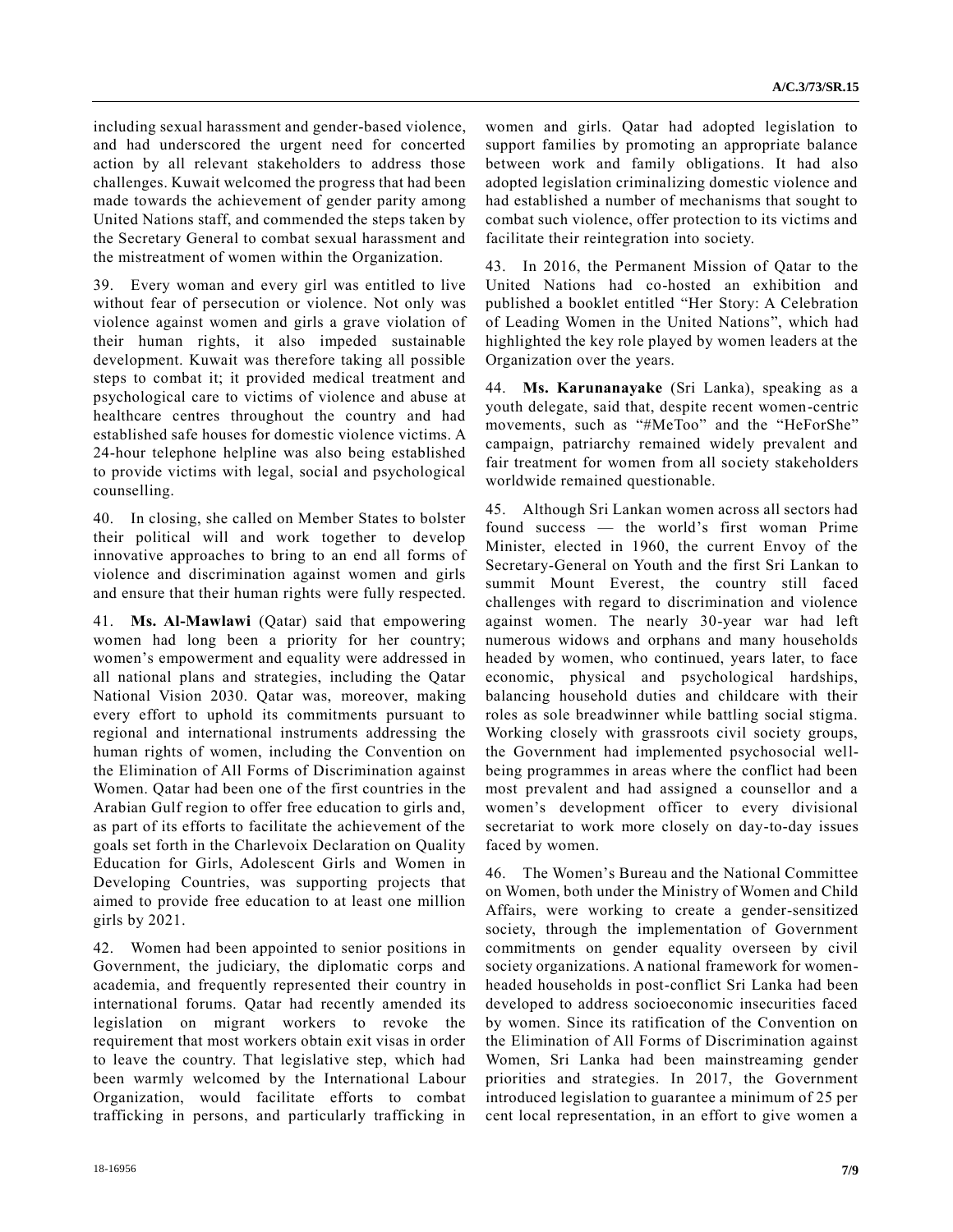including sexual harassment and gender-based violence, and had underscored the urgent need for concerted action by all relevant stakeholders to address those challenges. Kuwait welcomed the progress that had been made towards the achievement of gender parity among United Nations staff, and commended the steps taken by the Secretary General to combat sexual harassment and the mistreatment of women within the Organization.

39. Every woman and every girl was entitled to live without fear of persecution or violence. Not only was violence against women and girls a grave violation of their human rights, it also impeded sustainable development. Kuwait was therefore taking all possible steps to combat it; it provided medical treatment and psychological care to victims of violence and abuse at healthcare centres throughout the country and had established safe houses for domestic violence victims. A 24-hour telephone helpline was also being established to provide victims with legal, social and psychological counselling.

40. In closing, she called on Member States to bolster their political will and work together to develop innovative approaches to bring to an end all forms of violence and discrimination against women and girls and ensure that their human rights were fully respected.

41. **Ms. Al-Mawlawi** (Qatar) said that empowering women had long been a priority for her country; women's empowerment and equality were addressed in all national plans and strategies, including the Qatar National Vision 2030. Qatar was, moreover, making every effort to uphold its commitments pursuant to regional and international instruments addressing the human rights of women, including the Convention on the Elimination of All Forms of Discrimination against Women. Qatar had been one of the first countries in the Arabian Gulf region to offer free education to girls and, as part of its efforts to facilitate the achievement of the goals set forth in the Charlevoix Declaration on Quality Education for Girls, Adolescent Girls and Women in Developing Countries, was supporting projects that aimed to provide free education to at least one million girls by 2021.

42. Women had been appointed to senior positions in Government, the judiciary, the diplomatic corps and academia, and frequently represented their country in international forums. Qatar had recently amended its legislation on migrant workers to revoke the requirement that most workers obtain exit visas in order to leave the country. That legislative step, which had been warmly welcomed by the International Labour Organization, would facilitate efforts to combat trafficking in persons, and particularly trafficking in women and girls. Qatar had adopted legislation to support families by promoting an appropriate balance between work and family obligations. It had also adopted legislation criminalizing domestic violence and had established a number of mechanisms that sought to combat such violence, offer protection to its victims and facilitate their reintegration into society.

43. In 2016, the Permanent Mission of Qatar to the United Nations had co-hosted an exhibition and published a booklet entitled "Her Story: A Celebration of Leading Women in the United Nations", which had highlighted the key role played by women leaders at the Organization over the years.

44. **Ms. Karunanayake** (Sri Lanka), speaking as a youth delegate, said that, despite recent women-centric movements, such as "#MeToo" and the "HeForShe" campaign, patriarchy remained widely prevalent and fair treatment for women from all society stakeholders worldwide remained questionable.

45. Although Sri Lankan women across all sectors had found success — the world's first woman Prime Minister, elected in 1960, the current Envoy of the Secretary-General on Youth and the first Sri Lankan to summit Mount Everest, the country still faced challenges with regard to discrimination and violence against women. The nearly 30-year war had left numerous widows and orphans and many households headed by women, who continued, years later, to face economic, physical and psychological hardships, balancing household duties and childcare with their roles as sole breadwinner while battling social stigma. Working closely with grassroots civil society groups, the Government had implemented psychosocial well-being programmes in areas where the conflict had been most prevalent and had assigned a counsellor and a women's development officer to every divisional secretariat to work more closely on day-to-day issues faced by women.

46. The Women's Bureau and the National Committee on Women, both under the Ministry of Women and Child Affairs, were working to create a gender-sensitized society, through the implementation of Government commitments on gender equality overseen by civil society organizations. A national framework for women-headed households in post-conflict Sri Lanka had been developed to address socioeconomic insecurities faced by women. Since its ratification of the Convention on the Elimination of All Forms of Discrimination against Women, Sri Lanka had been mainstreaming gender priorities and strategies. In 2017, the Government introduced legislation to guarantee a minimum of 25 per cent local representation, in an effort to give women a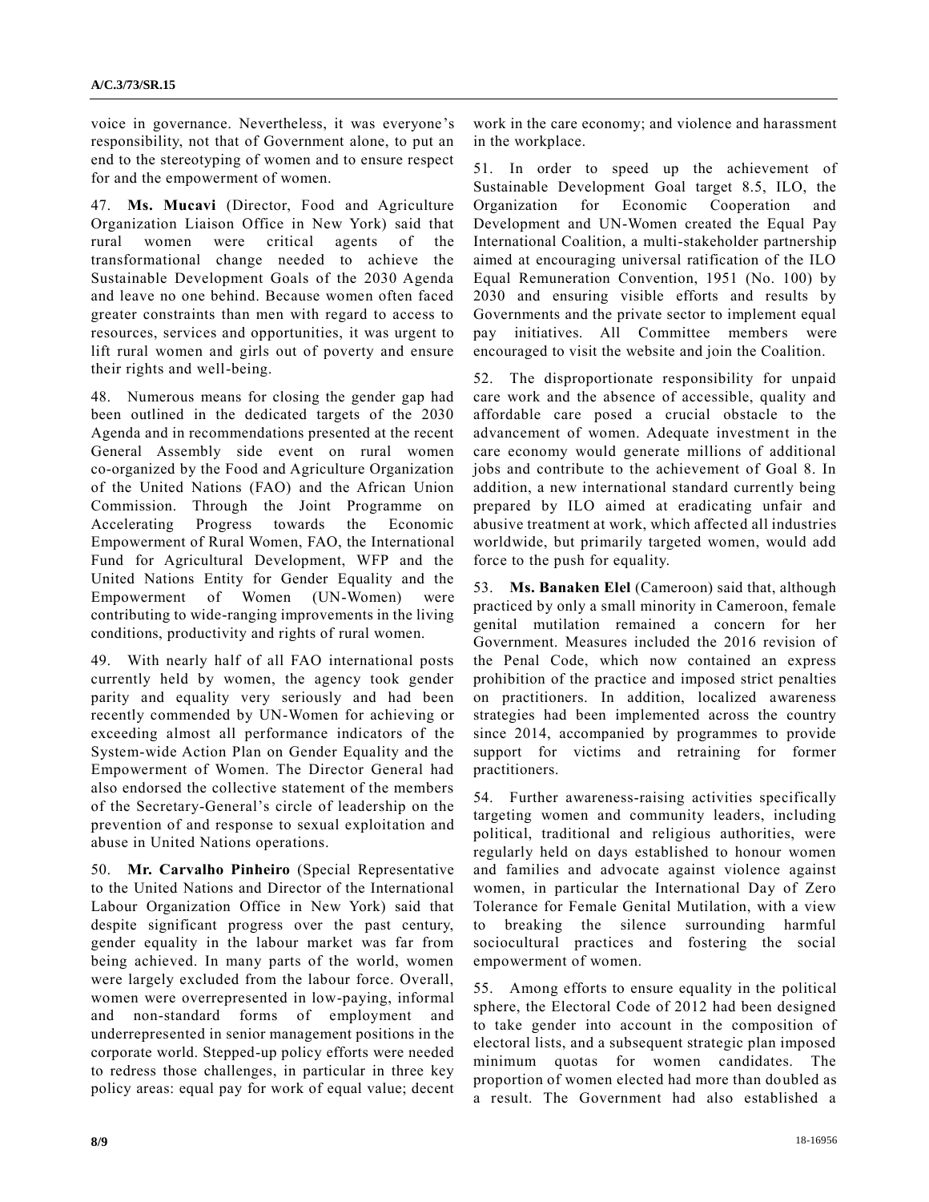voice in governance. Nevertheless, it was everyone's responsibility, not that of Government alone, to put an end to the stereotyping of women and to ensure respect for and the empowerment of women.

47. **Ms. Mucavi** (Director, Food and Agriculture Organization Liaison Office in New York) said that rural women were critical agents of the transformational change needed to achieve the Sustainable Development Goals of the 2030 Agenda and leave no one behind. Because women often faced greater constraints than men with regard to access to resources, services and opportunities, it was urgent to lift rural women and girls out of poverty and ensure their rights and well-being.

48. Numerous means for closing the gender gap had been outlined in the dedicated targets of the 2030 Agenda and in recommendations presented at the recent General Assembly side event on rural women co-organized by the Food and Agriculture Organization of the United Nations (FAO) and the African Union Commission. Through the Joint Programme on Accelerating Progress towards the Economic Empowerment of Rural Women, FAO, the International Fund for Agricultural Development, WFP and the United Nations Entity for Gender Equality and the Empowerment of Women (UN-Women) were contributing to wide-ranging improvements in the living conditions, productivity and rights of rural women.

49. With nearly half of all FAO international posts currently held by women, the agency took gender parity and equality very seriously and had been recently commended by UN-Women for achieving or exceeding almost all performance indicators of the System-wide Action Plan on Gender Equality and the Empowerment of Women. The Director General had also endorsed the collective statement of the members of the Secretary-General's circle of leadership on the prevention of and response to sexual exploitation and abuse in United Nations operations.

50. **Mr. Carvalho Pinheiro** (Special Representative to the United Nations and Director of the International Labour Organization Office in New York) said that despite significant progress over the past century, gender equality in the labour market was far from being achieved. In many parts of the world, women were largely excluded from the labour force. Overall, women were overrepresented in low-paying, informal and non-standard forms of employment and underrepresented in senior management positions in the corporate world. Stepped-up policy efforts were needed to redress those challenges, in particular in three key policy areas: equal pay for work of equal value; decent work in the care economy; and violence and harassment in the workplace.

51. In order to speed up the achievement of Sustainable Development Goal target 8.5, ILO, the Organization for Economic Cooperation and Development and UN-Women created the Equal Pay International Coalition, a multi-stakeholder partnership aimed at encouraging universal ratification of the ILO Equal Remuneration Convention, 1951 (No. 100) by 2030 and ensuring visible efforts and results by Governments and the private sector to implement equal pay initiatives. All Committee members were encouraged to visit the website and join the Coalition.

52. The disproportionate responsibility for unpaid care work and the absence of accessible, quality and affordable care posed a crucial obstacle to the advancement of women. Adequate investment in the care economy would generate millions of additional jobs and contribute to the achievement of Goal 8. In addition, a new international standard currently being prepared by ILO aimed at eradicating unfair and abusive treatment at work, which affected all industries worldwide, but primarily targeted women, would add force to the push for equality.

53. **Ms. Banaken Elel** (Cameroon) said that, although practiced by only a small minority in Cameroon, female genital mutilation remained a concern for her Government. Measures included the 2016 revision of the Penal Code, which now contained an express prohibition of the practice and imposed strict penalties on practitioners. In addition, localized awareness strategies had been implemented across the country since 2014, accompanied by programmes to provide support for victims and retraining for former practitioners.

54. Further awareness-raising activities specifically targeting women and community leaders, including political, traditional and religious authorities, were regularly held on days established to honour women and families and advocate against violence against women, in particular the International Day of Zero Tolerance for Female Genital Mutilation, with a view to breaking the silence surrounding harmful sociocultural practices and fostering the social empowerment of women.

55. Among efforts to ensure equality in the political sphere, the Electoral Code of 2012 had been designed to take gender into account in the composition of electoral lists, and a subsequent strategic plan imposed minimum quotas for women candidates. The proportion of women elected had more than doubled as a result. The Government had also established a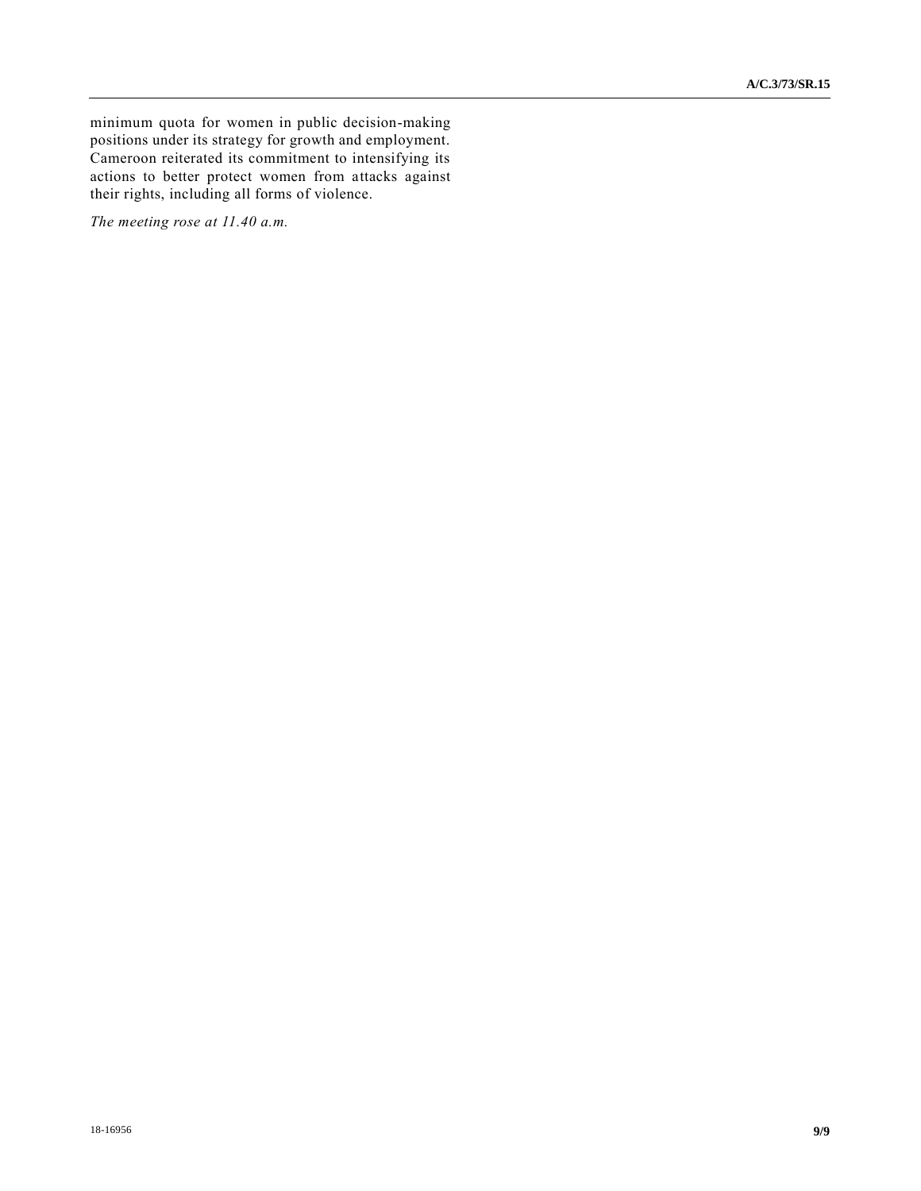minimum quota for women in public decision-making positions under its strategy for growth and employment. Cameroon reiterated its commitment to intensifying its actions to better protect women from attacks against their rights, including all forms of violence.

*The meeting rose at 11.40 a.m.*